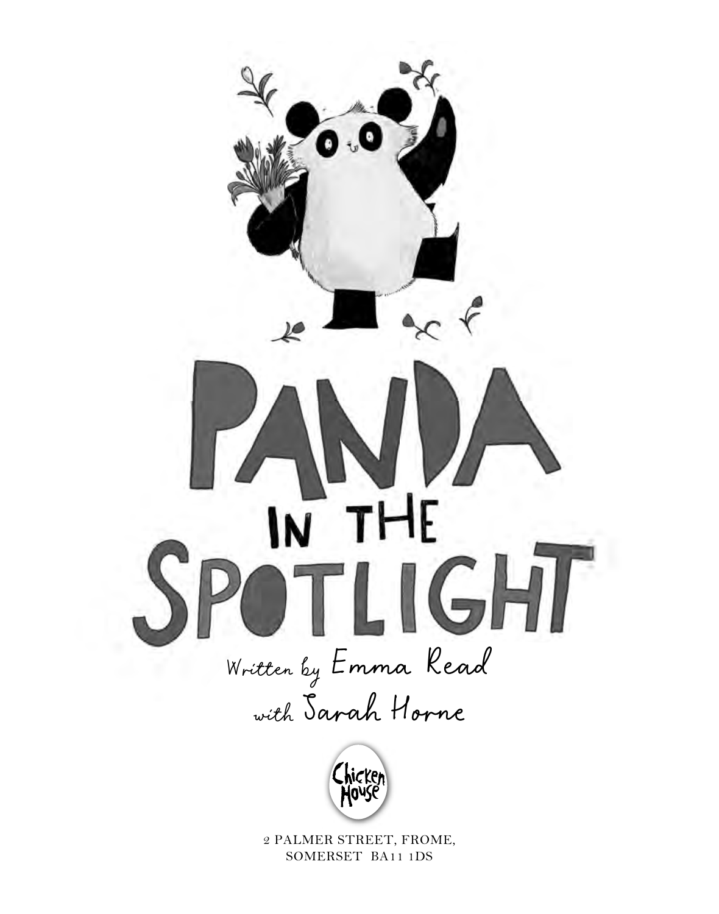# PANDA IN THE SPOTLIGHT

Written by Emma Read

with Sarah Horne

Chicken House

2 PALMER STREET, FROME,
SOMERSET BA11 1DS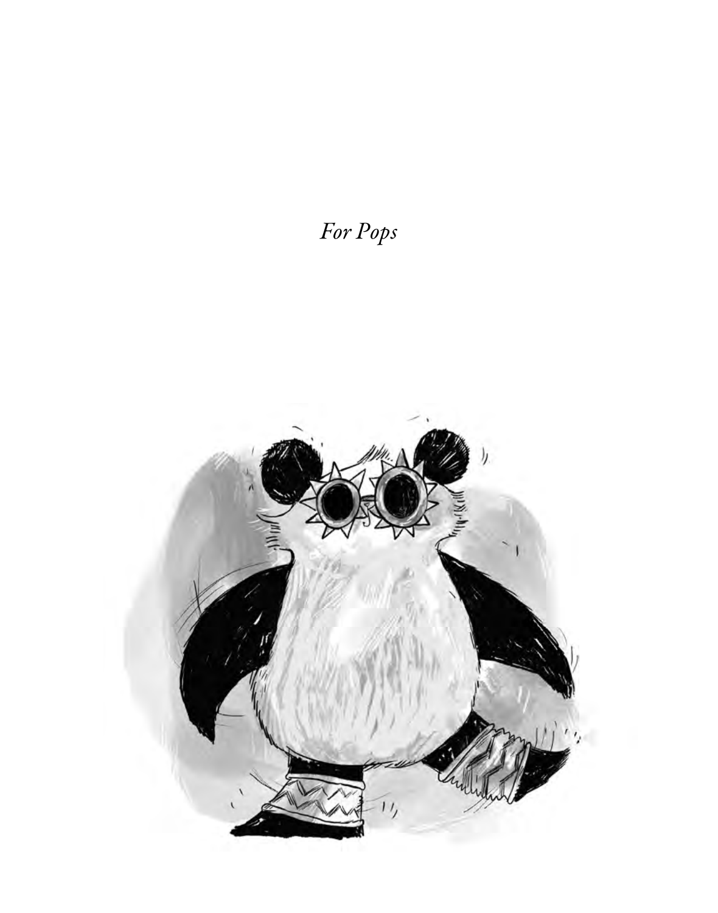*For Pops*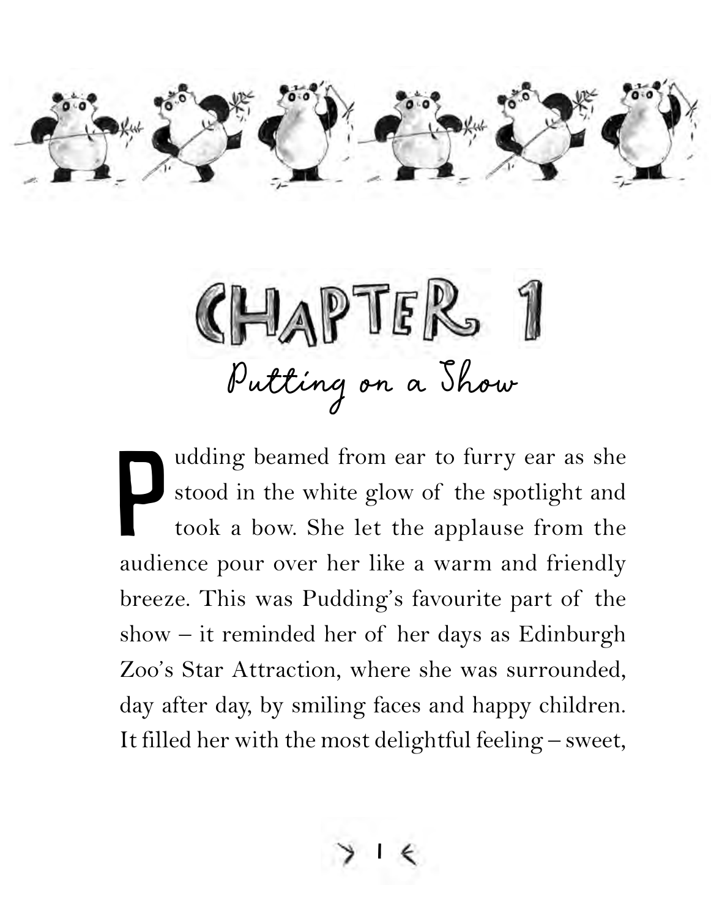# CHAPTER 1

## Putting on a Show

Pudding beamed from ear to furry ear as she stood in the white glow of the spotlight and took a bow. She let the applause from the audience pour over her like a warm and friendly breeze. This was Pudding's favourite part of the show – it reminded her of her days as Edinburgh Zoo's Star Attraction, where she was surrounded, day after day, by smiling faces and happy children. It filled her with the most delightful feeling – sweet,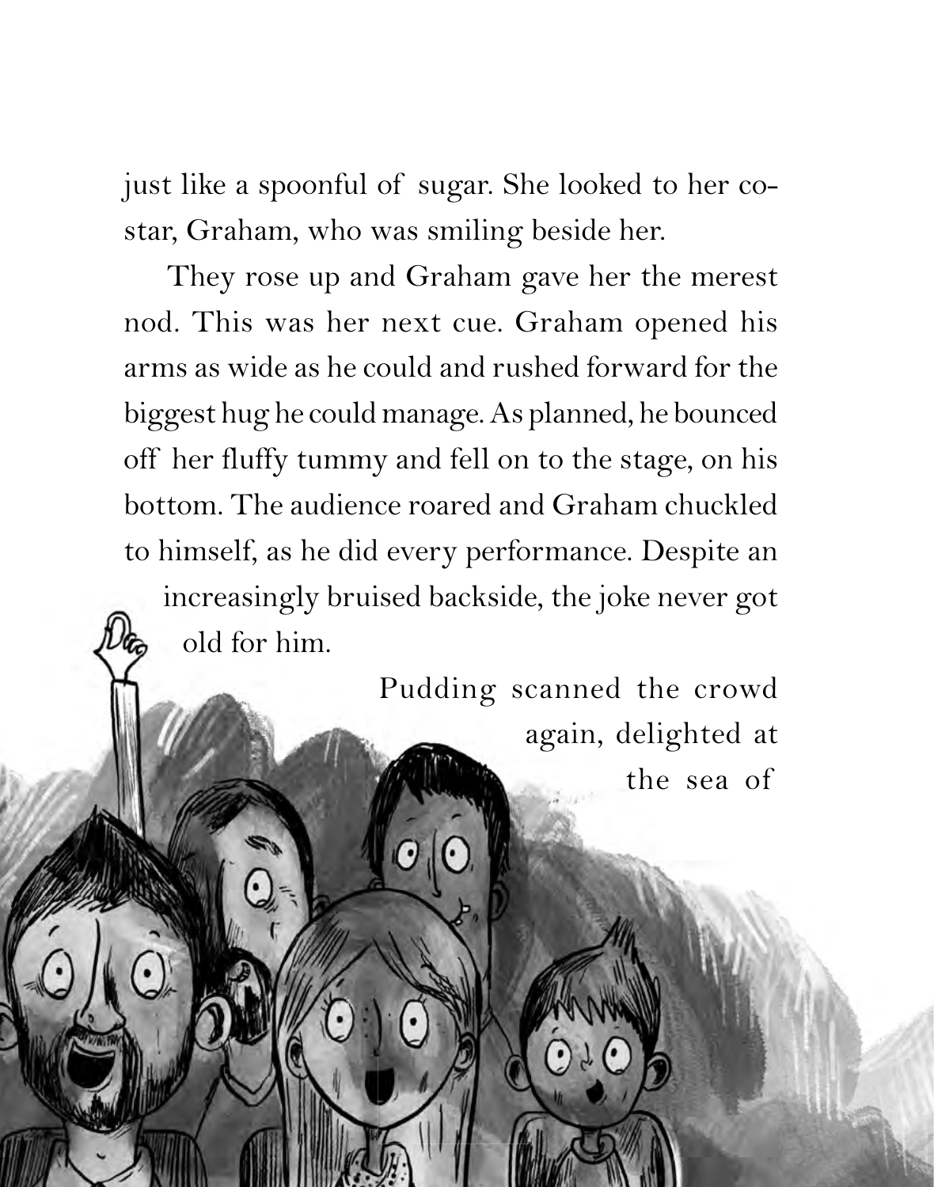just like a spoonful of sugar. She looked to her co-star, Graham, who was smiling beside her.

They rose up and Graham gave her the merest nod. This was her next cue. Graham opened his arms as wide as he could and rushed forward for the biggest hug he could manage. As planned, he bounced off her fluffy tummy and fell on to the stage, on his bottom. The audience roared and Graham chuckled to himself, as he did every performance. Despite an increasingly bruised backside, the joke never got old for him.

Pudding scanned the crowd again, delighted at the sea of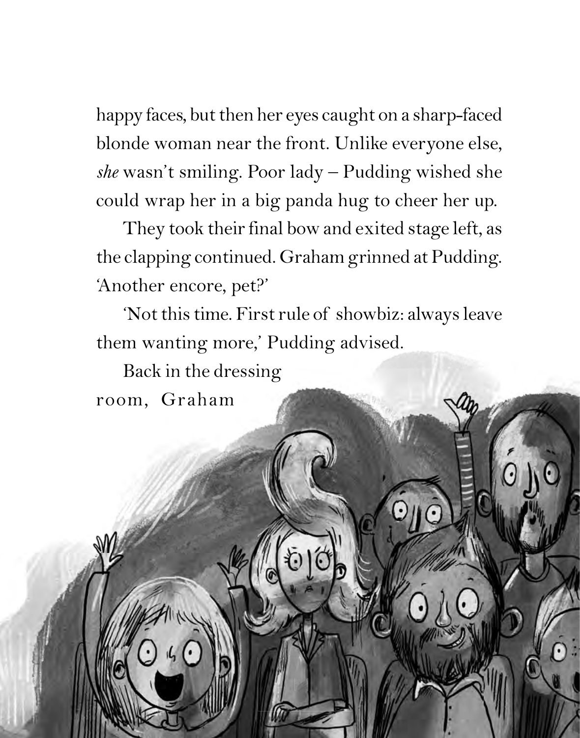happy faces, but then her eyes caught on a sharp-faced blonde woman near the front. Unlike everyone else, *she* wasn't smiling. Poor lady – Pudding wished she could wrap her in a big panda hug to cheer her up.

They took their final bow and exited stage left, as the clapping continued. Graham grinned at Pudding. 'Another encore, pet?'

'Not this time. First rule of showbiz: always leave them wanting more,' Pudding advised.

Back in the dressing room, Graham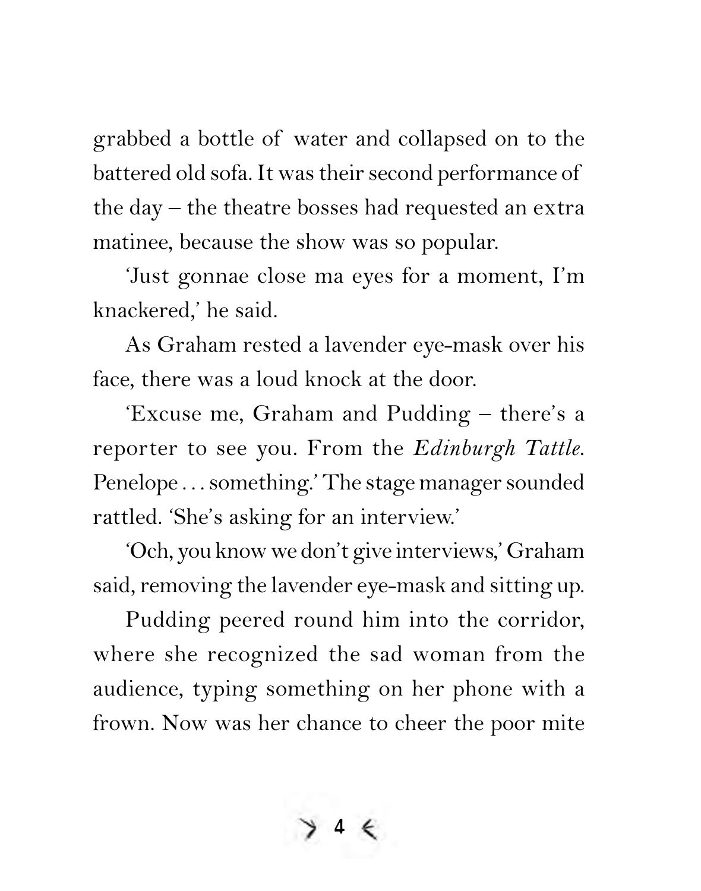grabbed a bottle of water and collapsed on to the battered old sofa. It was their second performance of the day – the theatre bosses had requested an extra matinee, because the show was so popular.

'Just gonnae close ma eyes for a moment, I'm knackered,' he said.

As Graham rested a lavender eye-mask over his face, there was a loud knock at the door.

'Excuse me, Graham and Pudding – there's a reporter to see you. From the *Edinburgh Tattle*. Penelope . . . something.' The stage manager sounded rattled. 'She's asking for an interview.'

'Och, you know we don't give interviews,' Graham said, removing the lavender eye-mask and sitting up.

Pudding peered round him into the corridor, where she recognized the sad woman from the audience, typing something on her phone with a frown. Now was her chance to cheer the poor mite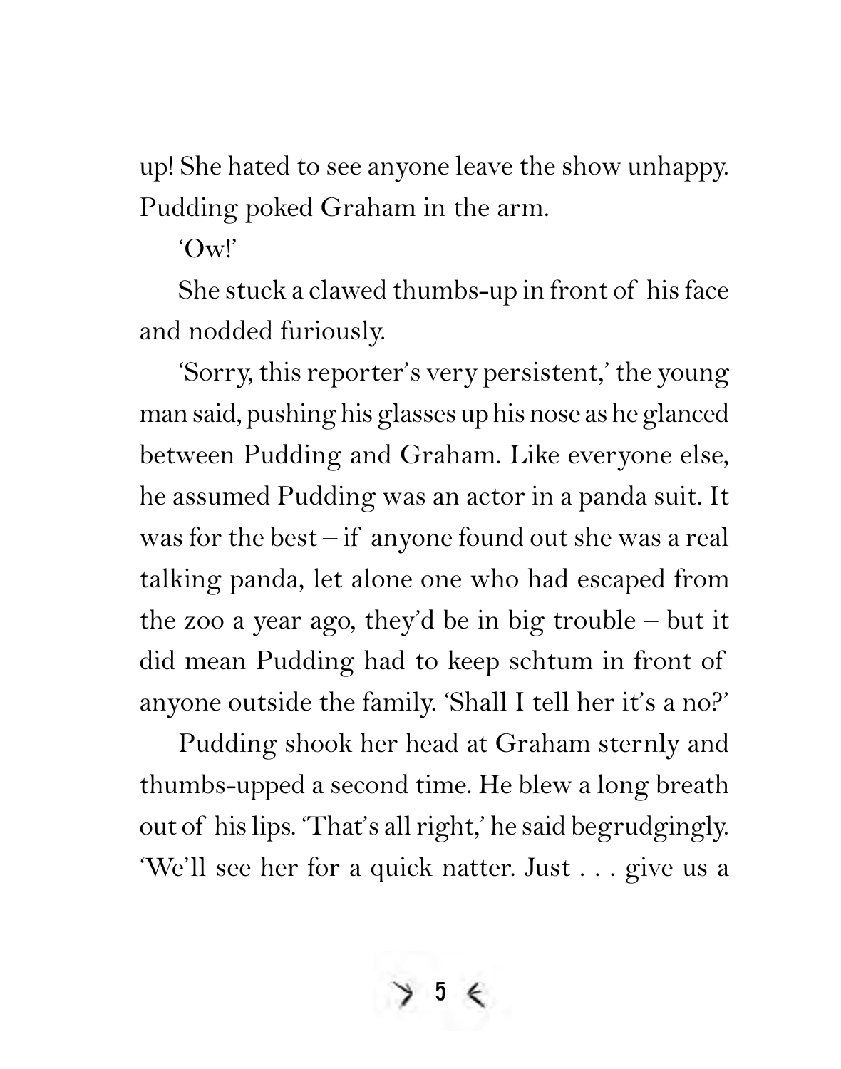up! She hated to see anyone leave the show unhappy. Pudding poked Graham in the arm.

'Ow!'

She stuck a clawed thumbs-up in front of his face and nodded furiously.

'Sorry, this reporter's very persistent,' the young man said, pushing his glasses up his nose as he glanced between Pudding and Graham. Like everyone else, he assumed Pudding was an actor in a panda suit. It was for the best – if anyone found out she was a real talking panda, let alone one who had escaped from the zoo a year ago, they'd be in big trouble – but it did mean Pudding had to keep schtum in front of anyone outside the family. 'Shall I tell her it's a no?'

Pudding shook her head at Graham sternly and thumbs-upped a second time. He blew a long breath out of his lips. 'That's all right,' he said begrudgingly. 'We'll see her for a quick natter. Just . . . give us a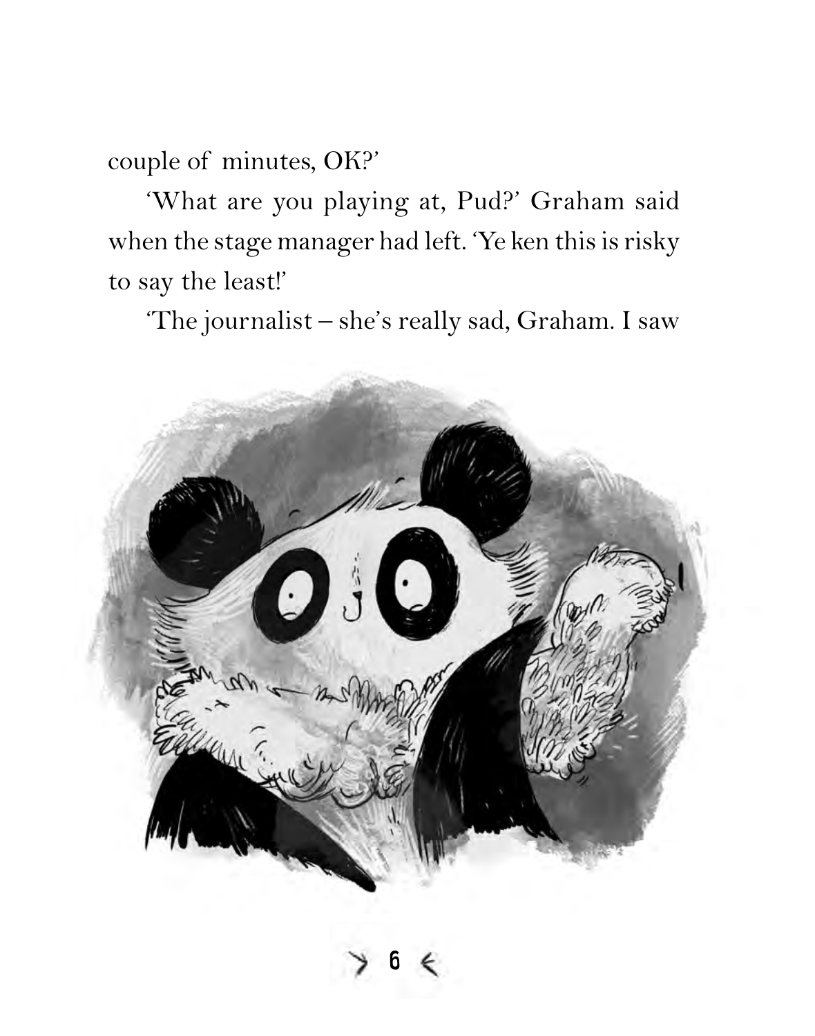couple of minutes, OK?'

'What are you playing at, Pud?' Graham said when the stage manager had left. 'Ye ken this is risky to say the least!'

'The journalist – she's really sad, Graham. I saw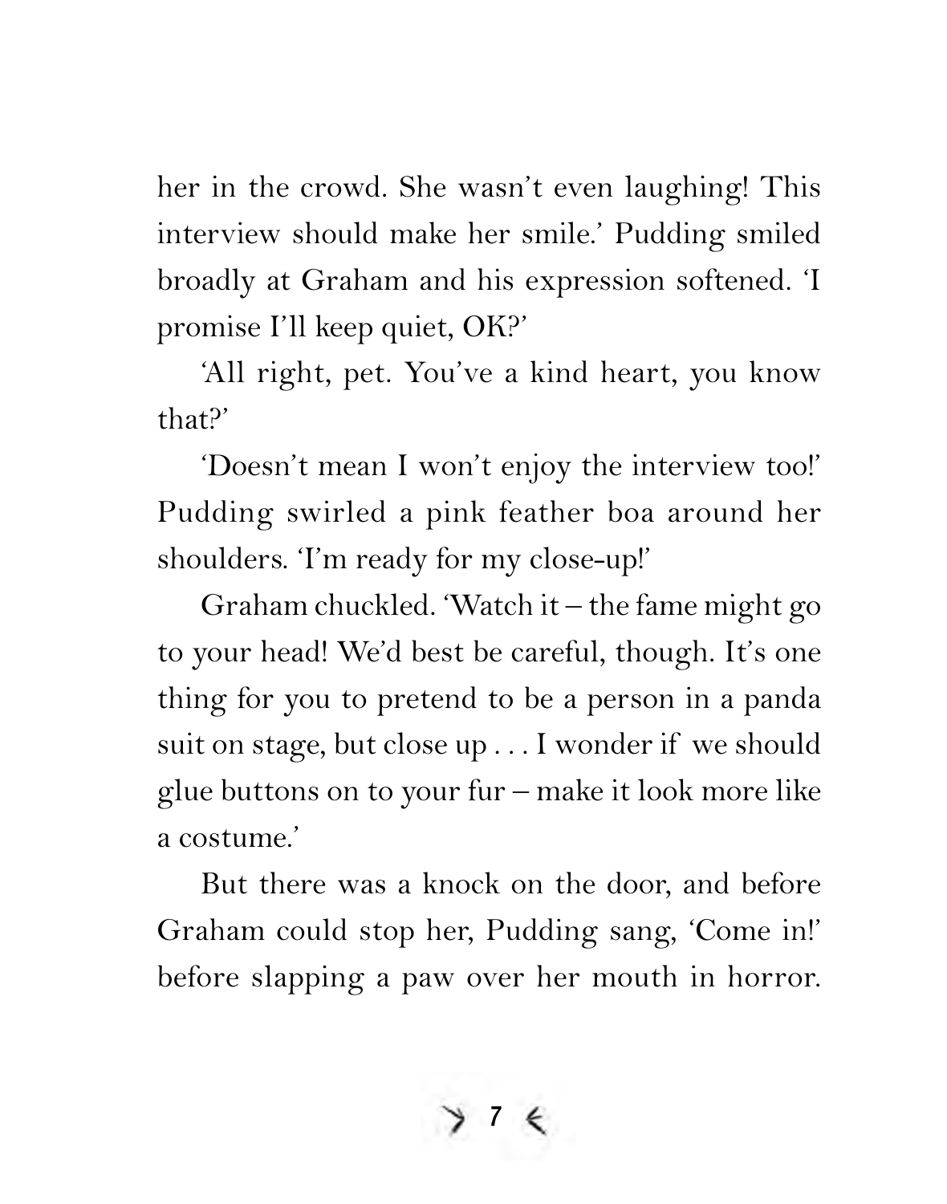her in the crowd. She wasn't even laughing! This interview should make her smile.' Pudding smiled broadly at Graham and his expression softened. 'I promise I'll keep quiet, OK?'

'All right, pet. You've a kind heart, you know that?'

'Doesn't mean I won't enjoy the interview too!' Pudding swirled a pink feather boa around her shoulders. 'I'm ready for my close-up!'

Graham chuckled. 'Watch it – the fame might go to your head! We'd best be careful, though. It's one thing for you to pretend to be a person in a panda suit on stage, but close up . . . I wonder if we should glue buttons on to your fur – make it look more like a costume.'

But there was a knock on the door, and before Graham could stop her, Pudding sang, 'Come in!' before slapping a paw over her mouth in horror.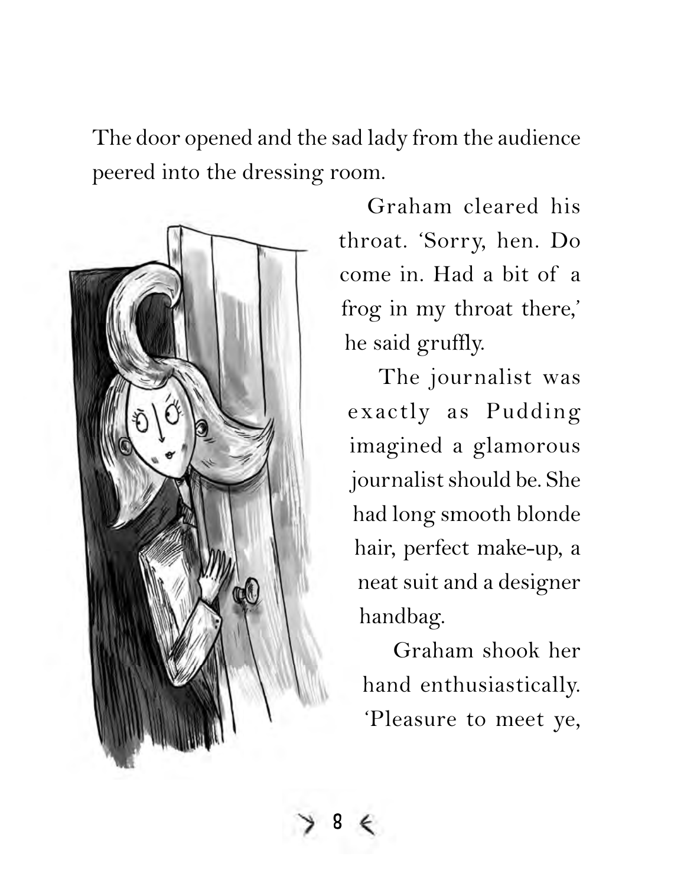The door opened and the sad lady from the audience peered into the dressing room.

Graham cleared his throat. 'Sorry, hen. Do come in. Had a bit of a frog in my throat there,' he said gruffly.

The journalist was exactly as Pudding imagined a glamorous journalist should be. She had long smooth blonde hair, perfect make-up, a neat suit and a designer handbag.

Graham shook her hand enthusiastically. 'Pleasure to meet ye,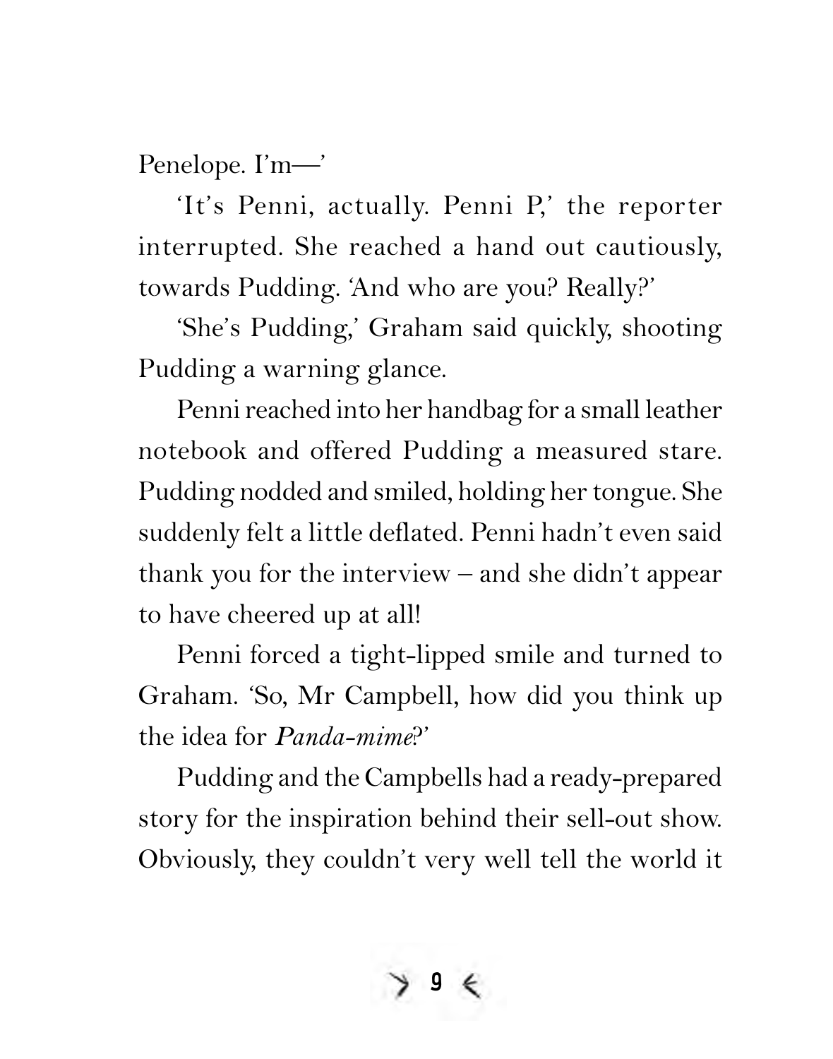Penelope. I'm—'

'It's Penni, actually. Penni P,' the reporter interrupted. She reached a hand out cautiously, towards Pudding. 'And who are you? Really?'

'She's Pudding,' Graham said quickly, shooting Pudding a warning glance.

Penni reached into her handbag for a small leather notebook and offered Pudding a measured stare. Pudding nodded and smiled, holding her tongue. She suddenly felt a little deflated. Penni hadn't even said thank you for the interview – and she didn't appear to have cheered up at all!

Penni forced a tight-lipped smile and turned to Graham. 'So, Mr Campbell, how did you think up the idea for *Panda-mime*?'

Pudding and the Campbells had a ready-prepared story for the inspiration behind their sell-out show. Obviously, they couldn't very well tell the world it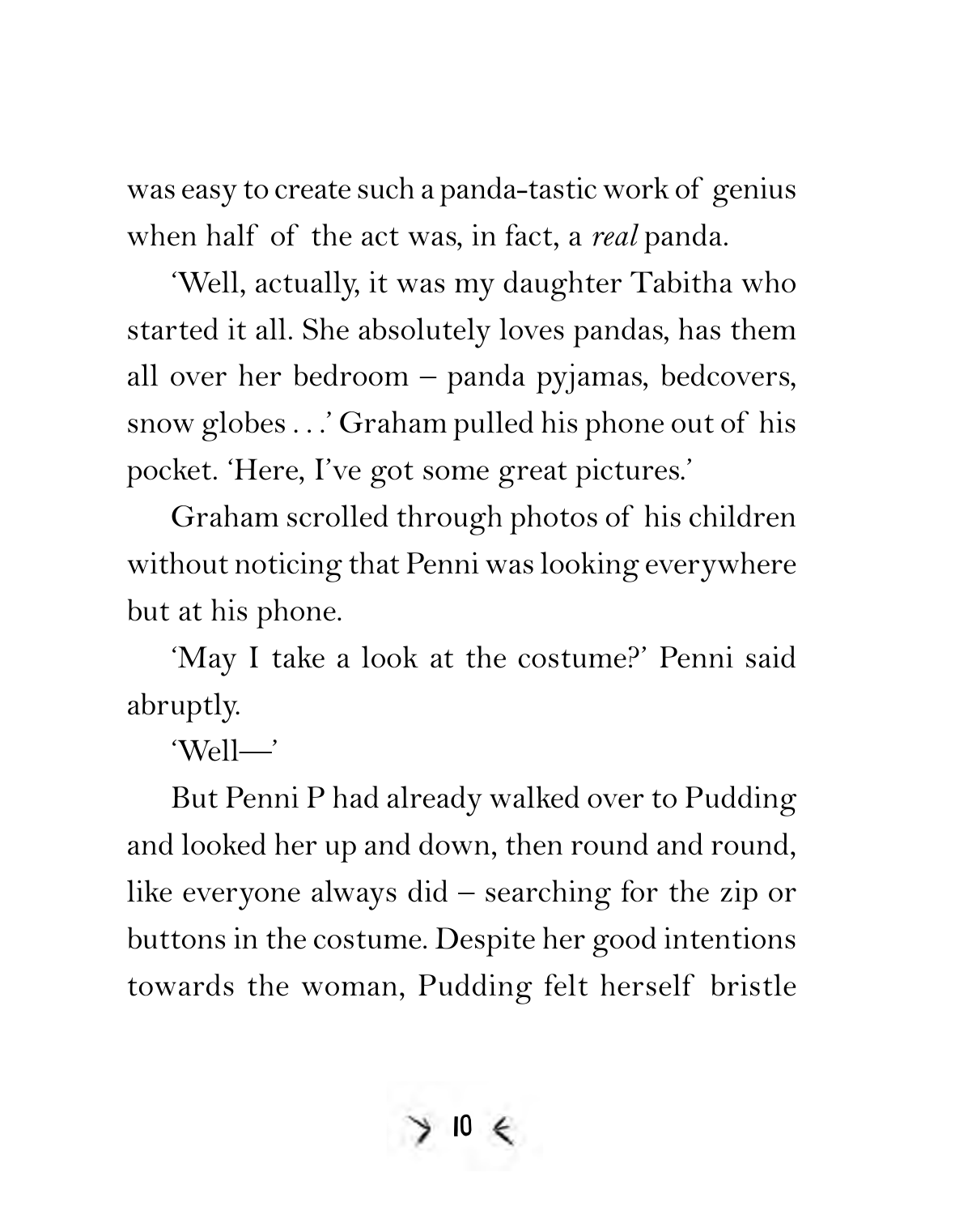was easy to create such a panda-tastic work of genius when half of the act was, in fact, a *real* panda.

'Well, actually, it was my daughter Tabitha who started it all. She absolutely loves pandas, has them all over her bedroom – panda pyjamas, bedcovers, snow globes . . .' Graham pulled his phone out of his pocket. 'Here, I've got some great pictures.'

Graham scrolled through photos of his children without noticing that Penni was looking everywhere but at his phone.

'May I take a look at the costume?' Penni said abruptly.

'Well—'

But Penni P had already walked over to Pudding and looked her up and down, then round and round, like everyone always did – searching for the zip or buttons in the costume. Despite her good intentions towards the woman, Pudding felt herself bristle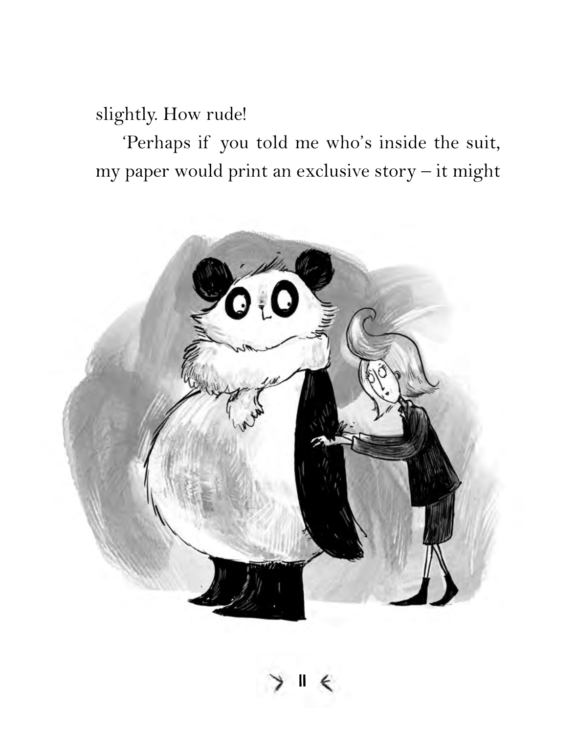slightly. How rude!

'Perhaps if you told me who's inside the suit, my paper would print an exclusive story – it might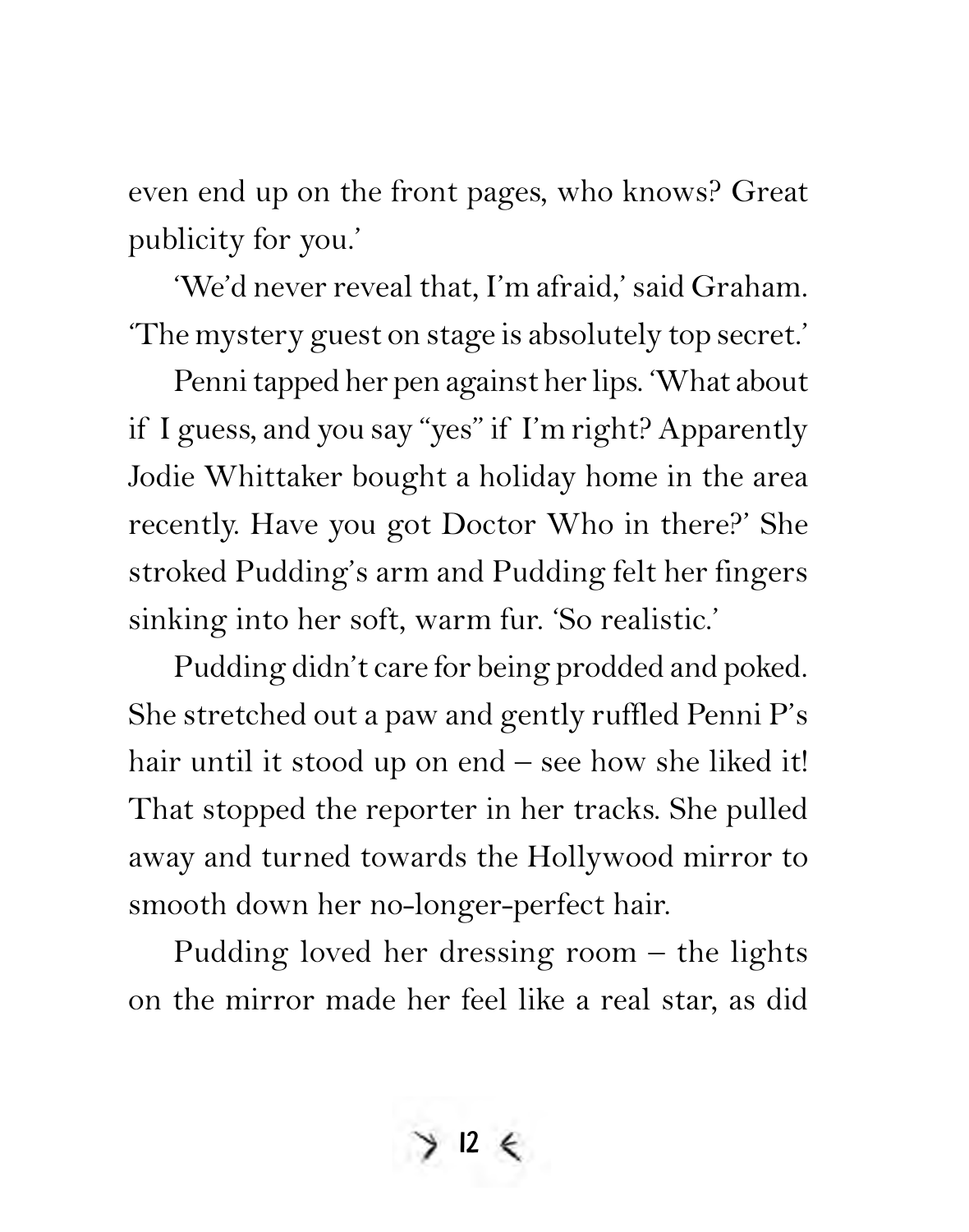even end up on the front pages, who knows? Great publicity for you.'

'We'd never reveal that, I'm afraid,' said Graham. 'The mystery guest on stage is absolutely top secret.'

Penni tapped her pen against her lips. 'What about if I guess, and you say "yes" if I'm right? Apparently Jodie Whittaker bought a holiday home in the area recently. Have you got Doctor Who in there?' She stroked Pudding's arm and Pudding felt her fingers sinking into her soft, warm fur. 'So realistic.'

Pudding didn't care for being prodded and poked. She stretched out a paw and gently ruffled Penni P's hair until it stood up on end – see how she liked it! That stopped the reporter in her tracks. She pulled away and turned towards the Hollywood mirror to smooth down her no-longer-perfect hair.

Pudding loved her dressing room – the lights on the mirror made her feel like a real star, as did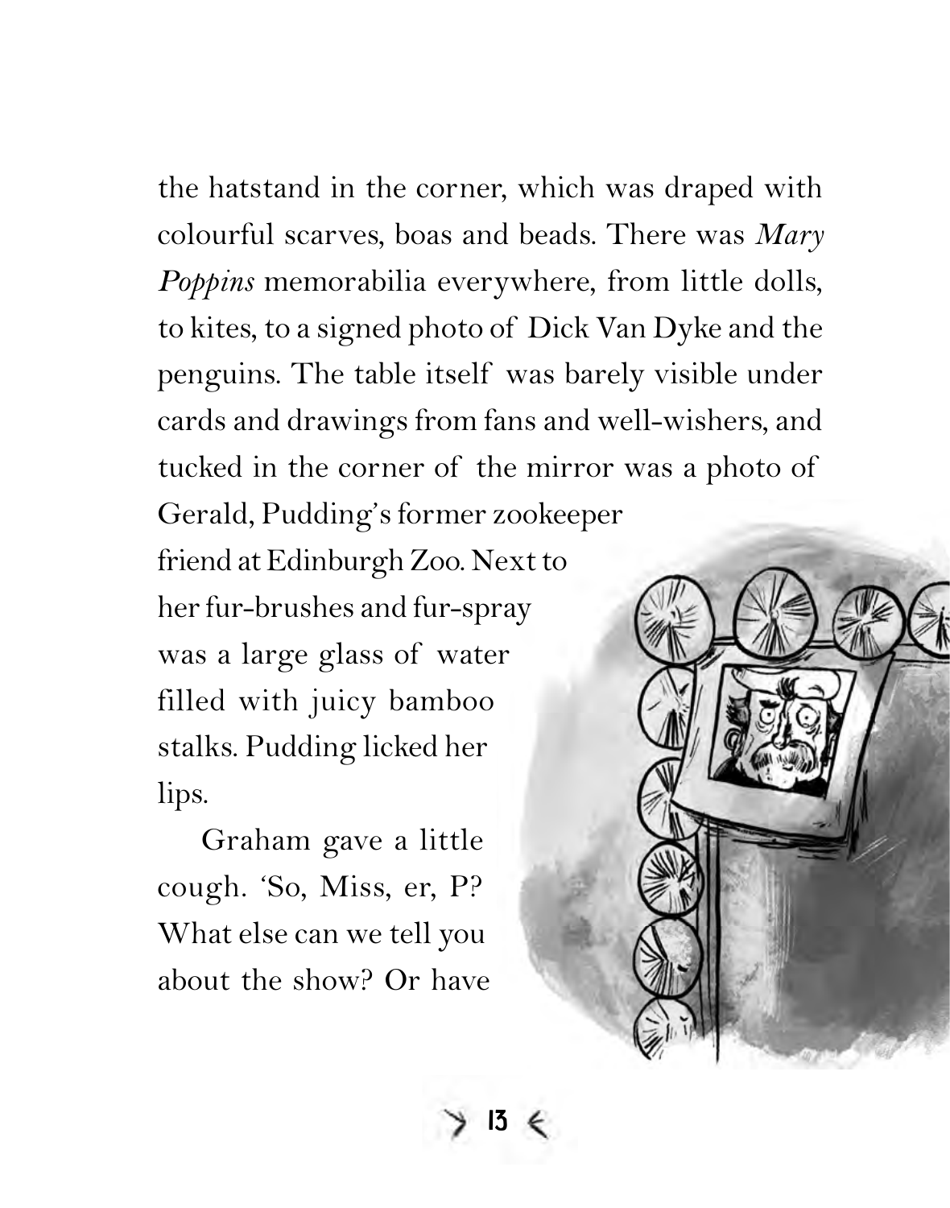the hatstand in the corner, which was draped with colourful scarves, boas and beads. There was *Mary Poppins* memorabilia everywhere, from little dolls, to kites, to a signed photo of Dick Van Dyke and the penguins. The table itself was barely visible under cards and drawings from fans and well-wishers, and tucked in the corner of the mirror was a photo of Gerald, Pudding's former zookeeper friend at Edinburgh Zoo. Next to her fur-brushes and fur-spray was a large glass of water filled with juicy bamboo stalks. Pudding licked her lips.

Graham gave a little cough. 'So, Miss, er, P? What else can we tell you about the show? Or have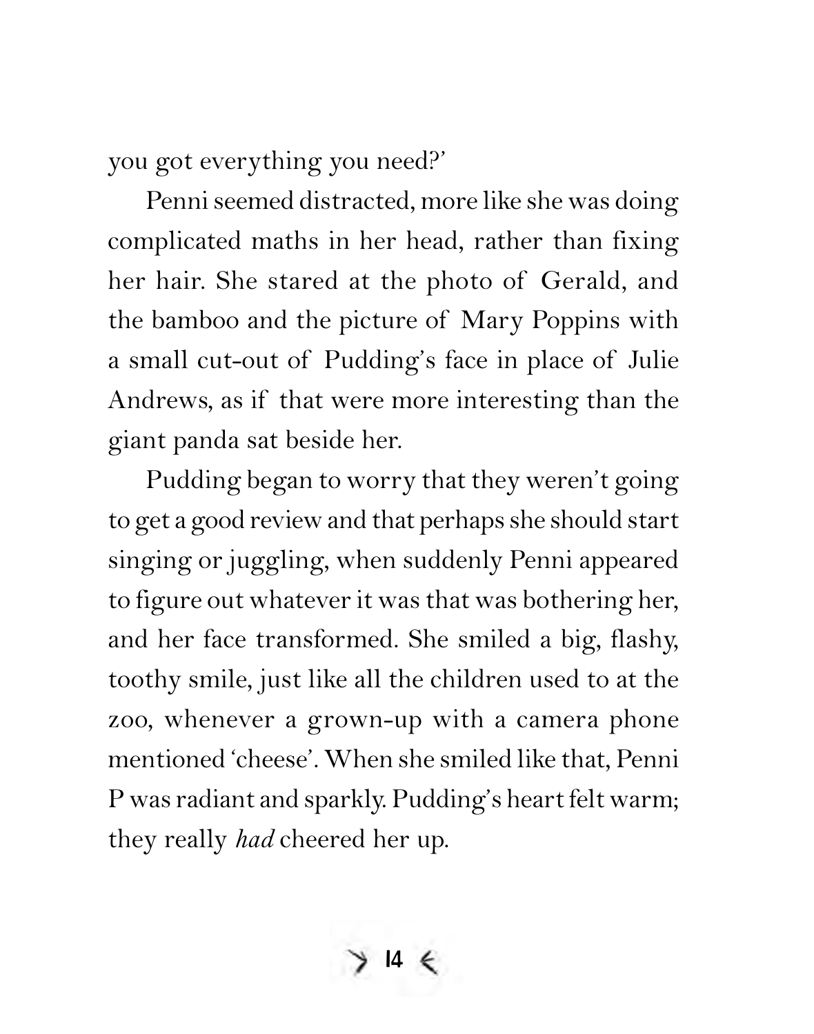you got everything you need?'

Penni seemed distracted, more like she was doing complicated maths in her head, rather than fixing her hair. She stared at the photo of Gerald, and the bamboo and the picture of Mary Poppins with a small cut-out of Pudding's face in place of Julie Andrews, as if that were more interesting than the giant panda sat beside her.

Pudding began to worry that they weren't going to get a good review and that perhaps she should start singing or juggling, when suddenly Penni appeared to figure out whatever it was that was bothering her, and her face transformed. She smiled a big, flashy, toothy smile, just like all the children used to at the zoo, whenever a grown-up with a camera phone mentioned 'cheese'. When she smiled like that, Penni P was radiant and sparkly. Pudding's heart felt warm; they really *had* cheered her up.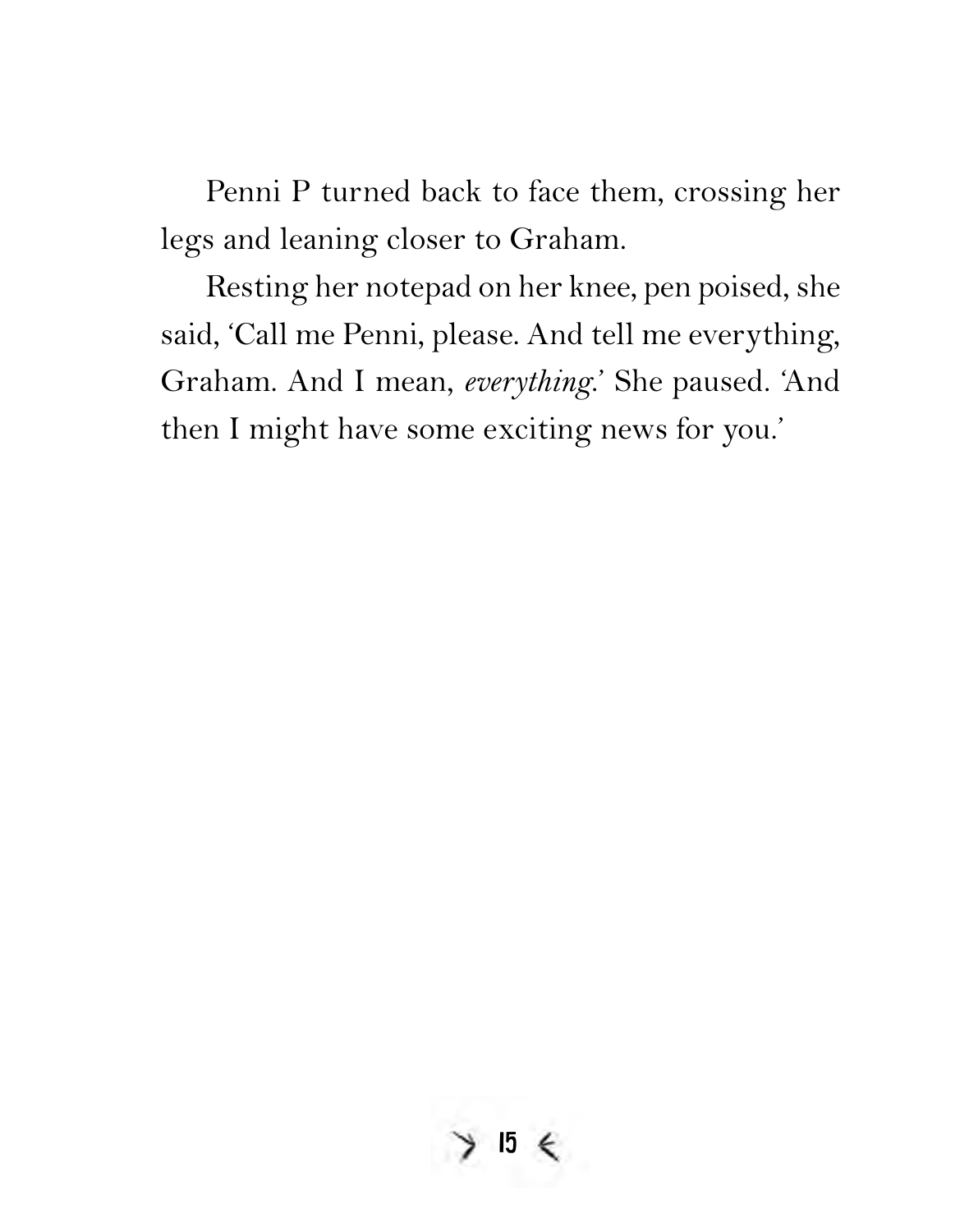Penni P turned back to face them, crossing her legs and leaning closer to Graham.

Resting her notepad on her knee, pen poised, she said, 'Call me Penni, please. And tell me everything, Graham. And I mean, *everything*.' She paused. 'And then I might have some exciting news for you.'